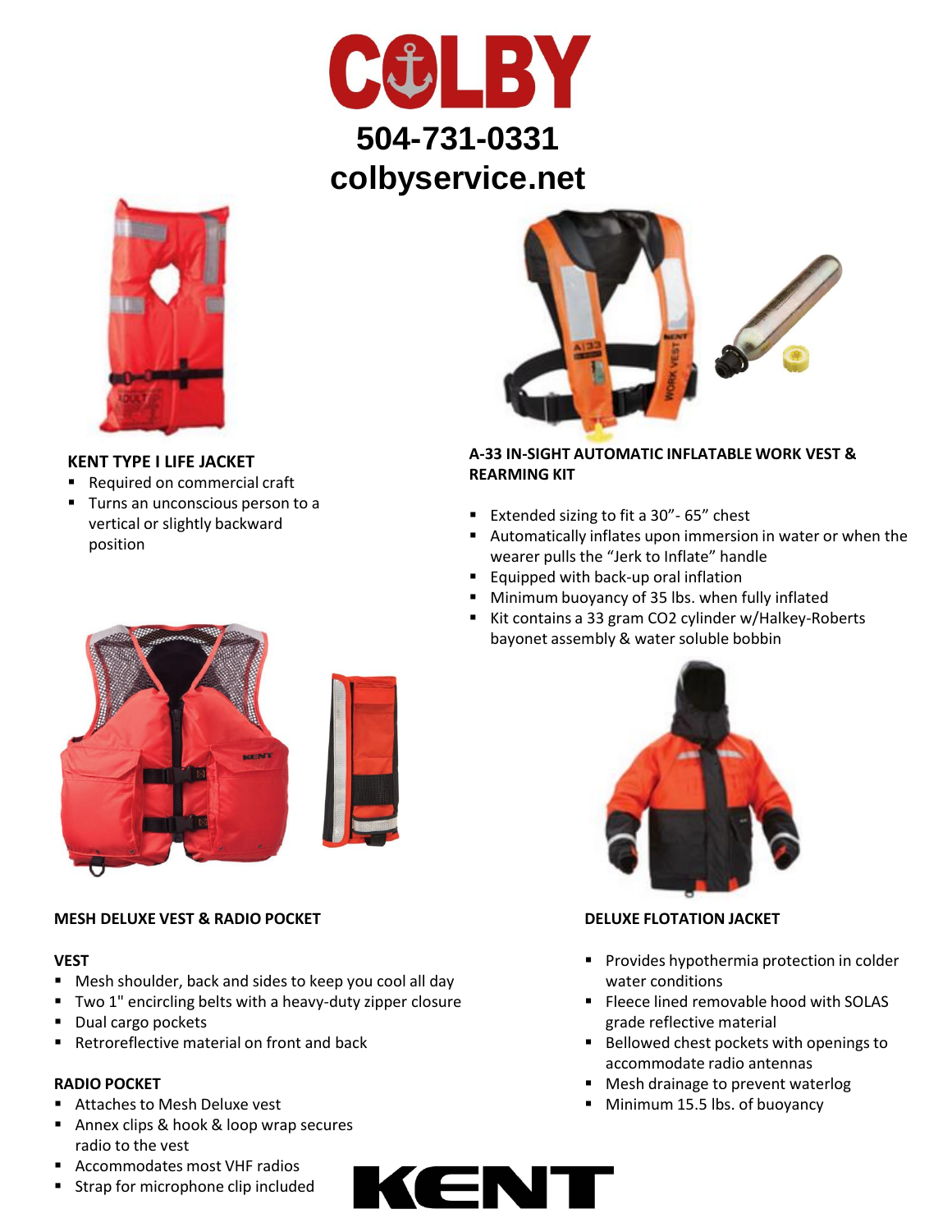# COLBY

**504-731-0331**

**colbyservice.net**

### KENT TYPE I LIFE JACKET

- Required on commercial craft
- Turns an unconscious person to a vertical or slightly backward position

### A-33 IN-SIGHT AUTOMATIC INFLATABLE WORK VEST & REARMING KIT

- Extended sizing to fit a 30”- 65” chest
- Automatically inflates upon immersion in water or when the wearer pulls the “Jerk to Inflate” handle
- Equipped with back-up oral inflation
- Minimum buoyancy of 35 lbs. when fully inflated
- Kit contains a 33 gram $CO_2$ cylinder w/Halkey-Roberts bayonet assembly & water soluble bobbin

### MESH DELUXE VEST & RADIO POCKET

**VEST**

- Mesh shoulder, back and sides to keep you cool all day
- Two 1" encircling belts with a heavy-duty zipper closure
- Dual cargo pockets
- Retroreflective material on front and back

**RADIO POCKET**

- Attaches to Mesh Deluxe vest
- Annex clips & hook & loop wrap secures radio to the vest
- Accommodates most VHF radios
- Strap for microphone clip included

### DELUXE FLOTATION JACKET

- Provides hypothermia protection in colder water conditions
- Fleece lined removable hood with SOLAS grade reflective material
- Bellowed chest pockets with openings to accommodate radio antennas
- Mesh drainage to prevent waterlog
- Minimum 15.5 lbs. of buoyancy

**KENT**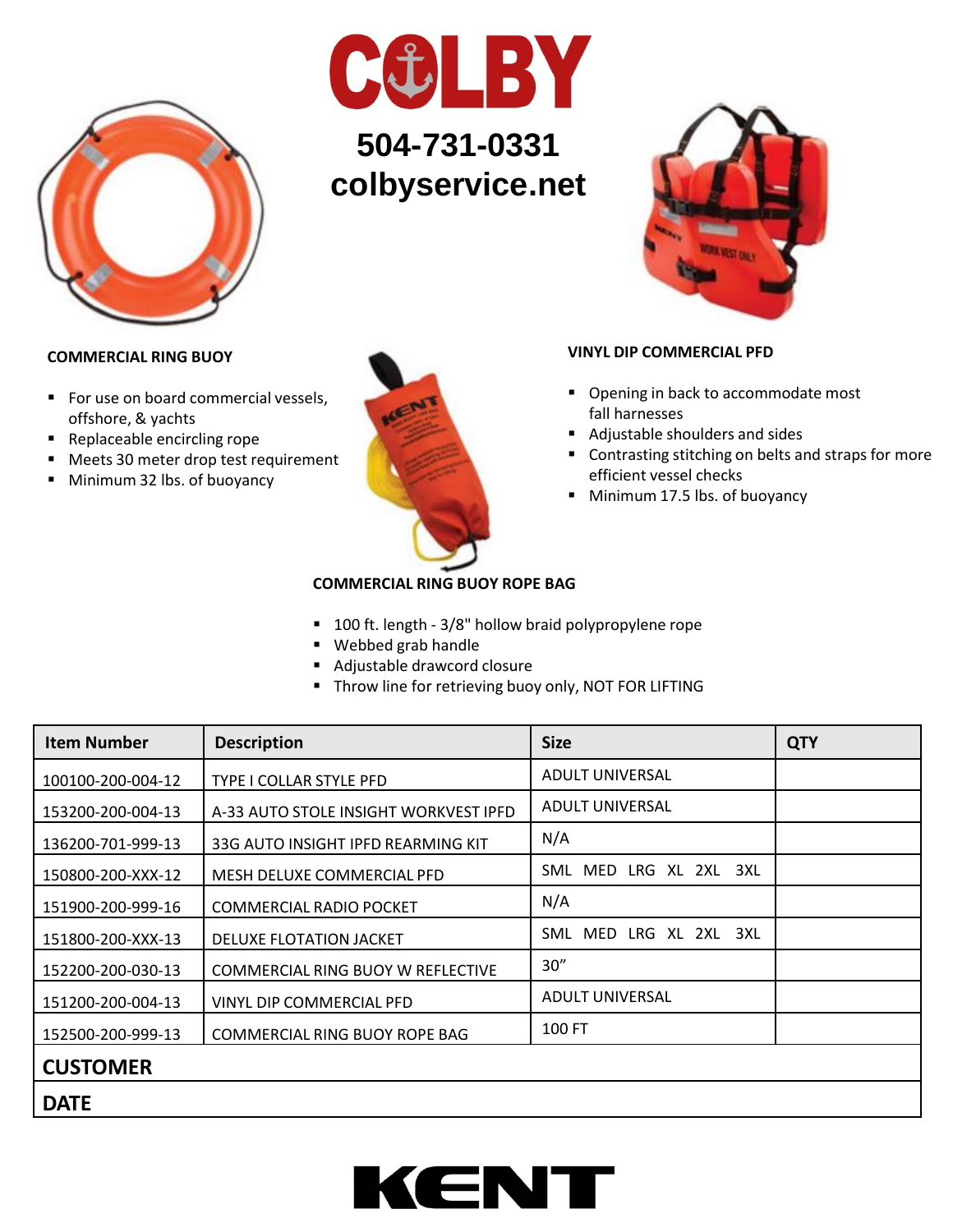# COLBY

**504-731-0331**
**colbyservice.net**

### COMMERCIAL RING BUOY

- For use on board commercial vessels, offshore, & yachts
- Replaceable encircling rope
- Meets 30 meter drop test requirement
- Minimum 32 lbs. of buoyancy

### VINYL DIP COMMERCIAL PFD

- Opening in back to accommodate most fall harnesses
- Adjustable shoulders and sides
- Contrasting stitching on belts and straps for more efficient vessel checks
- Minimum 17.5 lbs. of buoyancy

### COMMERCIAL RING BUOY ROPE BAG

- 100 ft. length - 3/8" hollow braid polypropylene rope
- Webbed grab handle
- Adjustable drawcord closure
- Throw line for retrieving buoy only, NOT FOR LIFTING

| Item Number | Description | Size | QTY |
|---|---|---|---|
| 100100-200-004-12 | TYPE I COLLAR STYLE PFD | ADULT UNIVERSAL | |
| 153200-200-004-13 | A-33 AUTO STOLE INSIGHT WORKVEST IPFD | ADULT UNIVERSAL | |
| 136200-701-999-13 | 33G AUTO INSIGHT IPFD REARMING KIT | N/A | |
| 150800-200-XXX-12 | MESH DELUXE COMMERCIAL PFD | SML MED LRG XL 2XL 3XL | |
| 151900-200-999-16 | COMMERCIAL RADIO POCKET | N/A | |
| 151800-200-XXX-13 | DELUXE FLOTATION JACKET | SML MED LRG XL 2XL 3XL | |
| 152200-200-030-13 | COMMERCIAL RING BUOY W REFLECTIVE | 30" | |
| 151200-200-004-13 | VINYL DIP COMMERCIAL PFD | ADULT UNIVERSAL | |
| 152500-200-999-13 | COMMERCIAL RING BUOY ROPE BAG | 100 FT | |
| **CUSTOMER** | | | |
| **DATE** | | | |

**KENT**